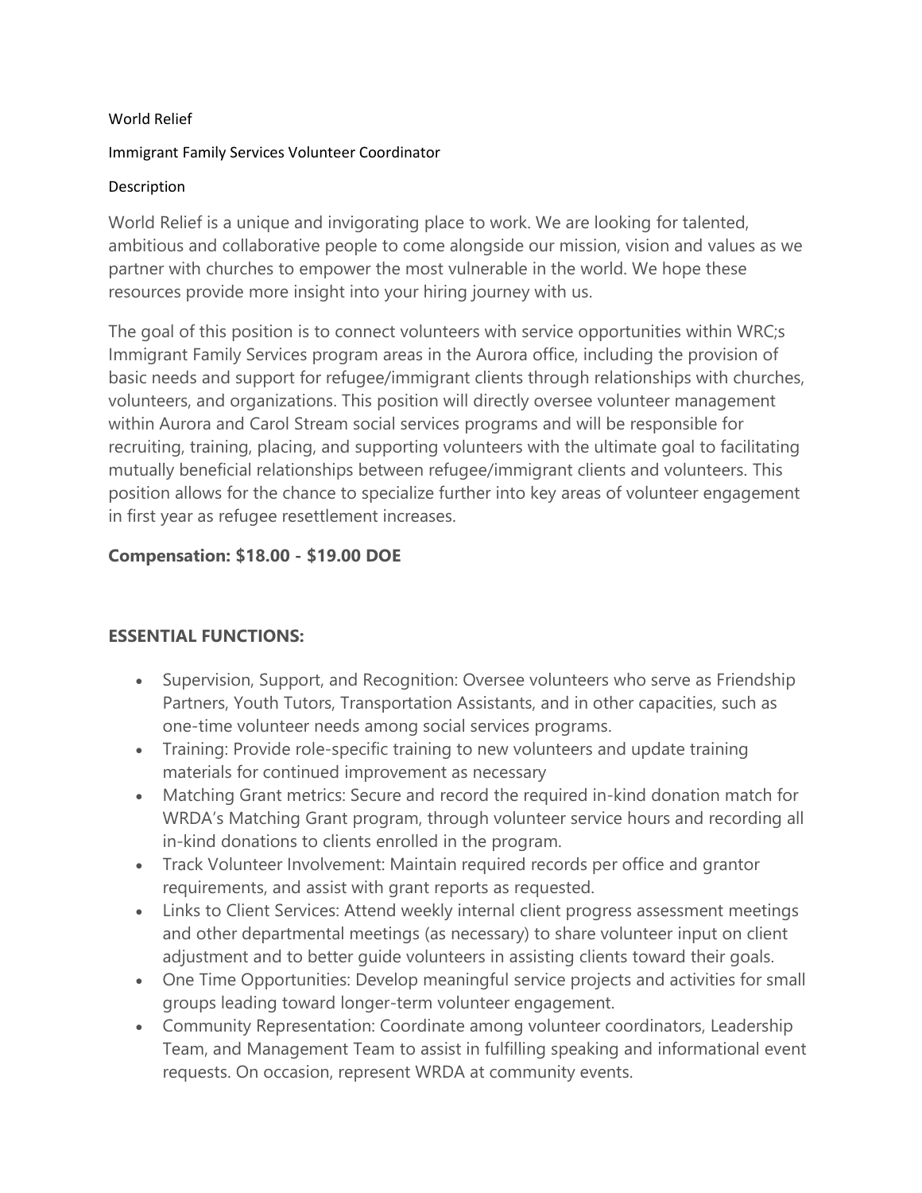World Relief

Immigrant Family Services Volunteer Coordinator

Description

World Relief is a unique and invigorating place to work. We are looking for talented, ambitious and collaborative people to come alongside our mission, vision and values as we partner with churches to empower the most vulnerable in the world. We hope these resources provide more insight into your hiring journey with us.

The goal of this position is to connect volunteers with service opportunities within WRC;s Immigrant Family Services program areas in the Aurora office, including the provision of basic needs and support for refugee/immigrant clients through relationships with churches, volunteers, and organizations. This position will directly oversee volunteer management within Aurora and Carol Stream social services programs and will be responsible for recruiting, training, placing, and supporting volunteers with the ultimate goal to facilitating mutually beneficial relationships between refugee/immigrant clients and volunteers. This position allows for the chance to specialize further into key areas of volunteer engagement in first year as refugee resettlement increases.

**Compensation: $18.00 - $19.00 DOE**

**ESSENTIAL FUNCTIONS:**

- Supervision, Support, and Recognition: Oversee volunteers who serve as Friendship Partners, Youth Tutors, Transportation Assistants, and in other capacities, such as one-time volunteer needs among social services programs.
- Training: Provide role-specific training to new volunteers and update training materials for continued improvement as necessary
- Matching Grant metrics: Secure and record the required in-kind donation match for WRDA's Matching Grant program, through volunteer service hours and recording all in-kind donations to clients enrolled in the program.
- Track Volunteer Involvement: Maintain required records per office and grantor requirements, and assist with grant reports as requested.
- Links to Client Services: Attend weekly internal client progress assessment meetings and other departmental meetings (as necessary) to share volunteer input on client adjustment and to better guide volunteers in assisting clients toward their goals.
- One Time Opportunities: Develop meaningful service projects and activities for small groups leading toward longer-term volunteer engagement.
- Community Representation: Coordinate among volunteer coordinators, Leadership Team, and Management Team to assist in fulfilling speaking and informational event requests. On occasion, represent WRDA at community events.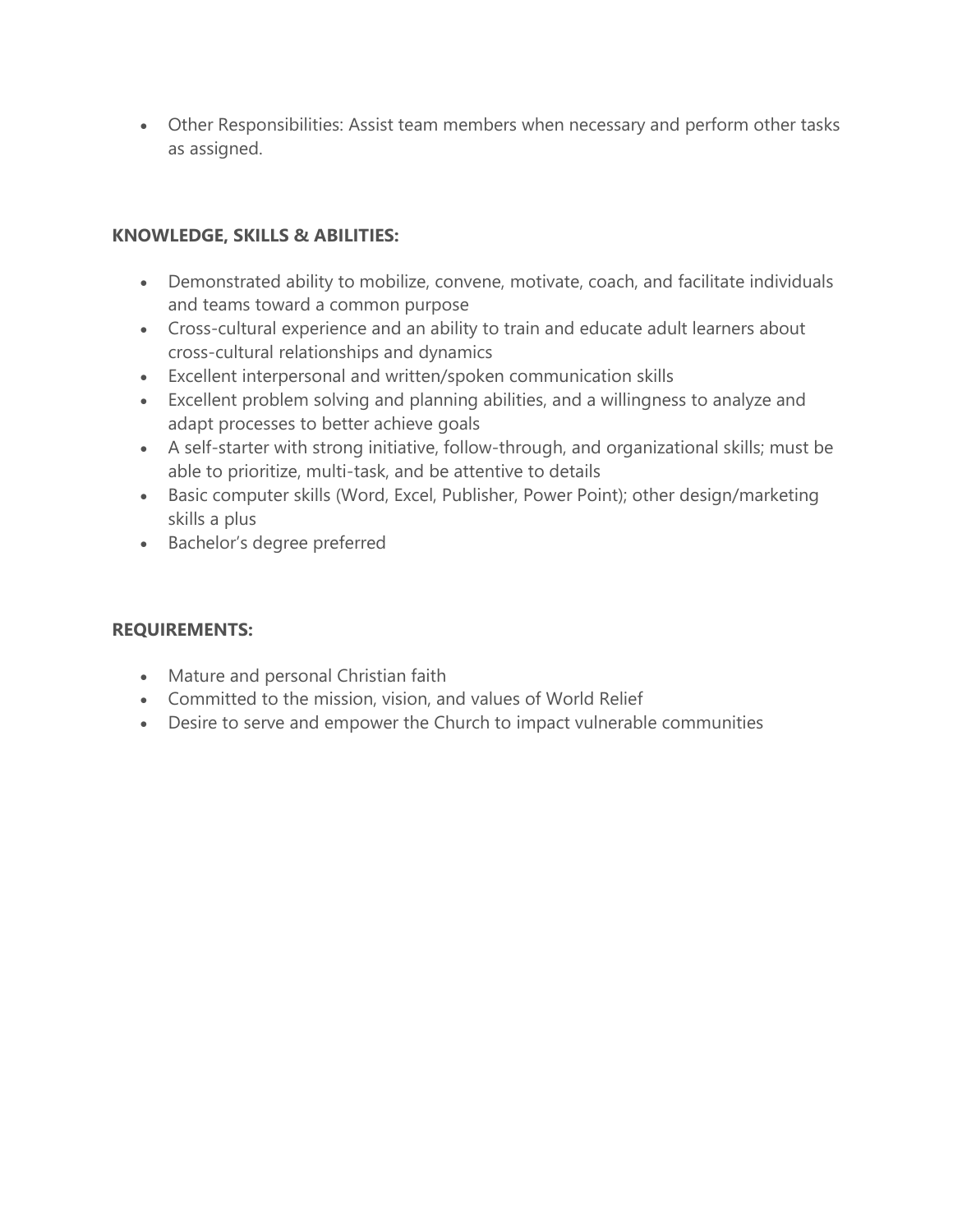- Other Responsibilities: Assist team members when necessary and perform other tasks as assigned.

**KNOWLEDGE, SKILLS & ABILITIES:**

- Demonstrated ability to mobilize, convene, motivate, coach, and facilitate individuals and teams toward a common purpose
- Cross-cultural experience and an ability to train and educate adult learners about cross-cultural relationships and dynamics
- Excellent interpersonal and written/spoken communication skills
- Excellent problem solving and planning abilities, and a willingness to analyze and adapt processes to better achieve goals
- A self-starter with strong initiative, follow-through, and organizational skills; must be able to prioritize, multi-task, and be attentive to details
- Basic computer skills (Word, Excel, Publisher, Power Point); other design/marketing skills a plus
- Bachelor's degree preferred

**REQUIREMENTS:**

- Mature and personal Christian faith
- Committed to the mission, vision, and values of World Relief
- Desire to serve and empower the Church to impact vulnerable communities